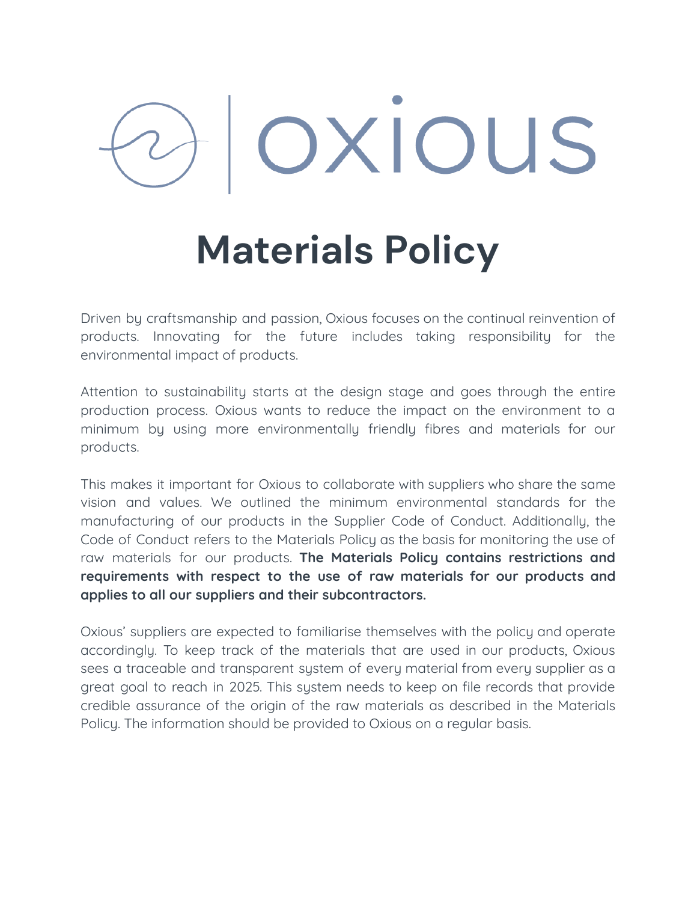oxious

# Materials Policy

Driven by craftsmanship and passion, Oxious focuses on the continual reinvention of products. Innovating for the future includes taking responsibility for the environmental impact of products.

Attention to sustainability starts at the design stage and goes through the entire production process. Oxious wants to reduce the impact on the environment to a minimum by using more environmentally friendly fibres and materials for our products.

This makes it important for Oxious to collaborate with suppliers who share the same vision and values. We outlined the minimum environmental standards for the manufacturing of our products in the Supplier Code of Conduct. Additionally, the Code of Conduct refers to the Materials Policy as the basis for monitoring the use of raw materials for our products. **The Materials Policy contains restrictions and requirements with respect to the use of raw materials for our products and applies to all our suppliers and their subcontractors.**

Oxious' suppliers are expected to familiarise themselves with the policy and operate accordingly. To keep track of the materials that are used in our products, Oxious sees a traceable and transparent system of every material from every supplier as a great goal to reach in 2025. This system needs to keep on file records that provide credible assurance of the origin of the raw materials as described in the Materials Policy. The information should be provided to Oxious on a regular basis.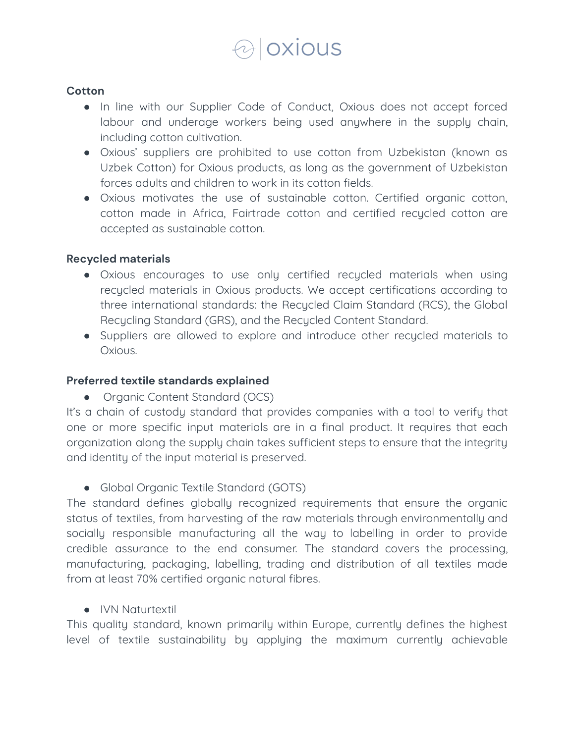**Cotton**

- In line with our Supplier Code of Conduct, Oxious does not accept forced labour and underage workers being used anywhere in the supply chain, including cotton cultivation.
- Oxious' suppliers are prohibited to use cotton from Uzbekistan (known as Uzbek Cotton) for Oxious products, as long as the government of Uzbekistan forces adults and children to work in its cotton fields.
- Oxious motivates the use of sustainable cotton. Certified organic cotton, cotton made in Africa, Fairtrade cotton and certified recycled cotton are accepted as sustainable cotton.

**Recycled materials**

- Oxious encourages to use only certified recycled materials when using recycled materials in Oxious products. We accept certifications according to three international standards: the Recycled Claim Standard (RCS), the Global Recycling Standard (GRS), and the Recycled Content Standard.
- Suppliers are allowed to explore and introduce other recycled materials to Oxious.

**Preferred textile standards explained**

- Organic Content Standard (OCS)

It's a chain of custody standard that provides companies with a tool to verify that one or more specific input materials are in a final product. It requires that each organization along the supply chain takes sufficient steps to ensure that the integrity and identity of the input material is preserved.

- Global Organic Textile Standard (GOTS)

The standard defines globally recognized requirements that ensure the organic status of textiles, from harvesting of the raw materials through environmentally and socially responsible manufacturing all the way to labelling in order to provide credible assurance to the end consumer. The standard covers the processing, manufacturing, packaging, labelling, trading and distribution of all textiles made from at least 70% certified organic natural fibres.

- IVN Naturtextil

This quality standard, known primarily within Europe, currently defines the highest level of textile sustainability by applying the maximum currently achievable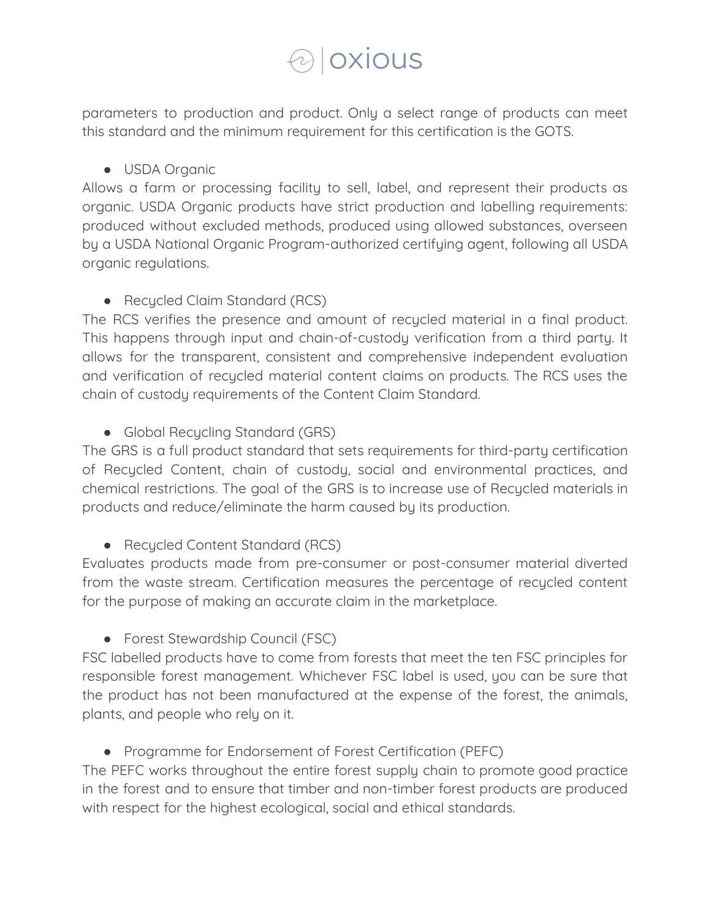parameters to production and product. Only a select range of products can meet this standard and the minimum requirement for this certification is the GOTS.

- USDA Organic

Allows a farm or processing facility to sell, label, and represent their products as organic. USDA Organic products have strict production and labelling requirements: produced without excluded methods, produced using allowed substances, overseen by a USDA National Organic Program-authorized certifying agent, following all USDA organic regulations.

- Recycled Claim Standard (RCS)

The RCS verifies the presence and amount of recycled material in a final product. This happens through input and chain-of-custody verification from a third party. It allows for the transparent, consistent and comprehensive independent evaluation and verification of recycled material content claims on products. The RCS uses the chain of custody requirements of the Content Claim Standard.

- Global Recycling Standard (GRS)

The GRS is a full product standard that sets requirements for third-party certification of Recycled Content, chain of custody, social and environmental practices, and chemical restrictions. The goal of the GRS is to increase use of Recycled materials in products and reduce/eliminate the harm caused by its production.

- Recycled Content Standard (RCS)

Evaluates products made from pre-consumer or post-consumer material diverted from the waste stream. Certification measures the percentage of recycled content for the purpose of making an accurate claim in the marketplace.

- Forest Stewardship Council (FSC)

FSC labelled products have to come from forests that meet the ten FSC principles for responsible forest management. Whichever FSC label is used, you can be sure that the product has not been manufactured at the expense of the forest, the animals, plants, and people who rely on it.

- Programme for Endorsement of Forest Certification (PEFC)

The PEFC works throughout the entire forest supply chain to promote good practice in the forest and to ensure that timber and non-timber forest products are produced with respect for the highest ecological, social and ethical standards.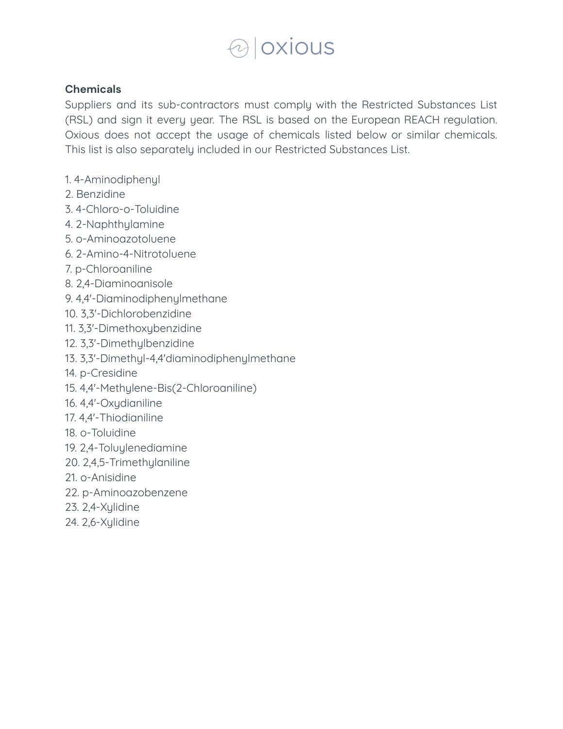**Chemicals**

Suppliers and its sub-contractors must comply with the Restricted Substances List (RSL) and sign it every year. The RSL is based on the European REACH regulation. Oxious does not accept the usage of chemicals listed below or similar chemicals. This list is also separately included in our Restricted Substances List.

1. 4-Aminodiphenyl
2. Benzidine
3. 4-Chloro-o-Toluidine
4. 2-Naphthylamine
5. o-Aminoazotoluene
6. 2-Amino-4-Nitrotoluene
7. p-Chloroaniline
8. 2,4-Diaminoanisole
9. 4,4′-Diaminodiphenylmethane
10. 3,3′-Dichlorobenzidine
11. 3,3′-Dimethoxybenzidine
12. 3,3′-Dimethylbenzidine
13. 3,3′-Dimethyl-4,4′diaminodiphenylmethane
14. p-Cresidine
15. 4,4′-Methylene-Bis(2-Chloroaniline)
16. 4,4′-Oxydianiline
17. 4,4′-Thiodianiline
18. o-Toluidine
19. 2,4-Toluylenediamine
20. 2,4,5-Trimethylaniline
21. o-Anisidine
22. p-Aminoazobenzene
23. 2,4-Xylidine
24. 2,6-Xylidine